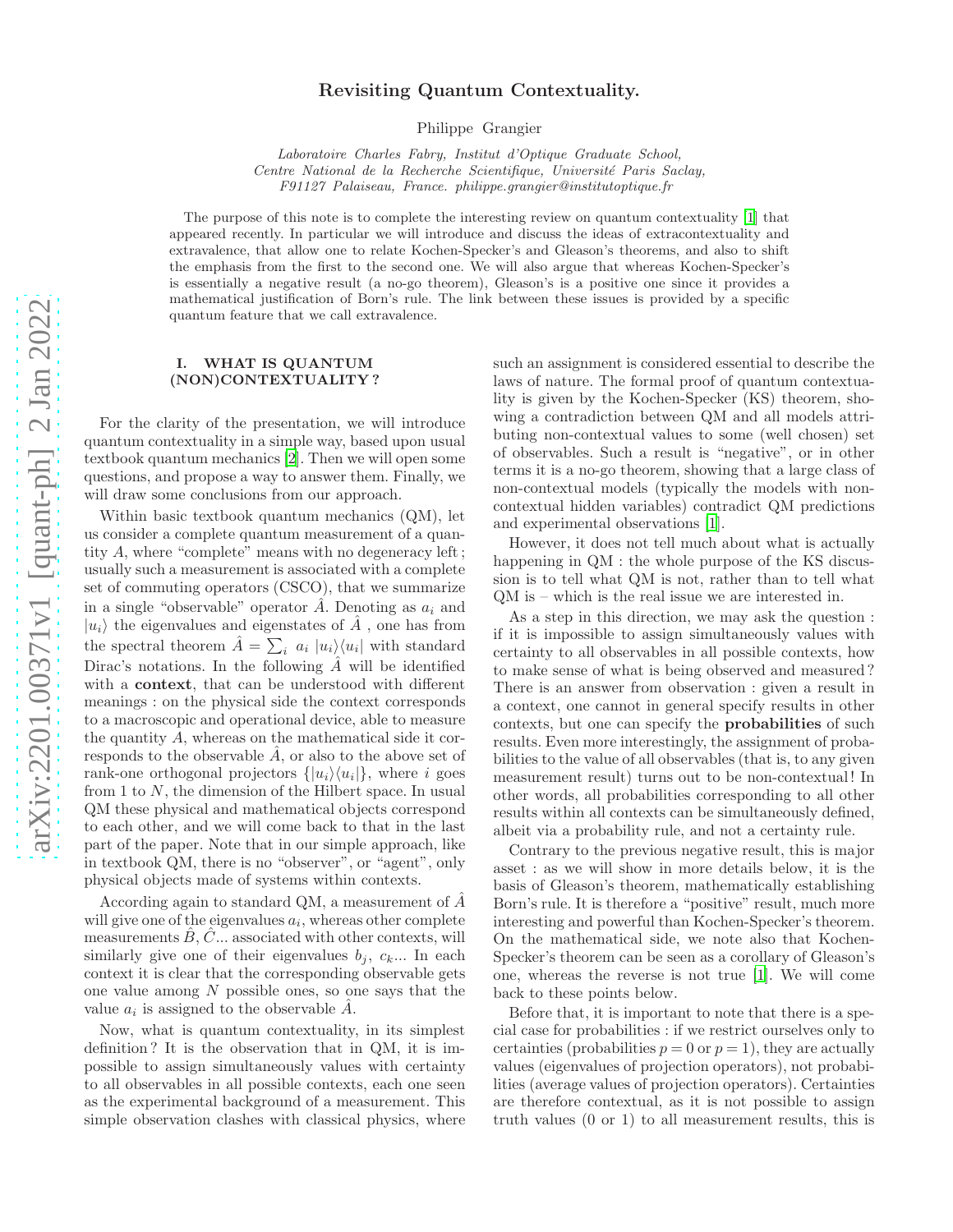# Revisiting Quantum Contextuality.

Philippe Grangier

*Laboratoire Charles Fabry, Institut d'Optique Graduate School, Centre National de la Recherche Scientifique, Université Paris Saclay, F91127 Palaiseau, France. philippe.grangier@institutoptique.fr*

The purpose of this note is to complete the interesting review on quantum contextuality [1] that appeared recently. In particular we will introduce and discuss the ideas of extracontextuality and extravalence, that allow one to relate Kochen-Specker's and Gleason's theorems, and also to shift the emphasis from the first to the second one. We will also argue that whereas Kochen-Specker's is essentially a negative result (a no-go theorem), Gleason's is a positive one since it provides a mathematical justification of Born's rule. The link between these issues is provided by a specific quantum feature that we call extravalence.

## I. WHAT IS QUANTUM (NON)CONTEXTUALITY ?

For the clarity of the presentation, we will introduce quantum contextuality in a simple way, based upon usual textbook quantum mechanics [2]. Then we will open some questions, and propose a way to answer them. Finally, we will draw some conclusions from our approach.

Within basic textbook quantum mechanics (QM), let us consider a complete quantum measurement of a quantity $A$, where "complete" means with no degeneracy left ; usually such a measurement is associated with a complete set of commuting operators (CSCO), that we summarize in a single "observable" operator $\hat{A}$. Denoting as $a_i$ and $|u_i\rangle$ the eigenvalues and eigenstates of $\hat{A}$ , one has from the spectral theorem $\hat{A} = \sum_i \ a_i \ |u_i\rangle\langle u_i|$ with standard Dirac's notations. In the following $\hat{A}$ will be identified with a **context**, that can be understood with different meanings : on the physical side the context corresponds to a macroscopic and operational device, able to measure the quantity $A$, whereas on the mathematical side it corresponds to the observable $\hat{A}$, or also to the above set of rank-one orthogonal projectors $\{|u_i\rangle\langle u_i|\}$, where $i$ goes from 1 to $N$, the dimension of the Hilbert space. In usual QM these physical and mathematical objects correspond to each other, and we will come back to that in the last part of the paper. Note that in our simple approach, like in textbook QM, there is no "observer", or "agent", only physical objects made of systems within contexts.

According again to standard QM, a measurement of $\hat{A}$ will give one of the eigenvalues $a_i$, whereas other complete measurements $\hat{B}, \hat{C}$... associated with other contexts, will similarly give one of their eigenvalues $b_j$, $c_k$... In each context it is clear that the corresponding observable gets one value among $N$ possible ones, so one says that the value $a_i$ is assigned to the observable $\hat{A}$.

Now, what is quantum contextuality, in its simplest definition ? It is the observation that in QM, it is impossible to assign simultaneously values with certainty to all observables in all possible contexts, each one seen as the experimental background of a measurement. This simple observation clashes with classical physics, where such an assignment is considered essential to describe the laws of nature. The formal proof of quantum contextuality is given by the Kochen-Specker (KS) theorem, showing a contradiction between QM and all models attributing non-contextual values to some (well chosen) set of observables. Such a result is "negative", or in other terms it is a no-go theorem, showing that a large class of non-contextual models (typically the models with non-contextual hidden variables) contradict QM predictions and experimental observations [1].

However, it does not tell much about what is actually happening in QM : the whole purpose of the KS discussion is to tell what QM is not, rather than to tell what QM is – which is the real issue we are interested in.

As a step in this direction, we may ask the question : if it is impossible to assign simultaneously values with certainty to all observables in all possible contexts, how to make sense of what is being observed and measured ? There is an answer from observation : given a result in a context, one cannot in general specify results in other contexts, but one can specify the **probabilities** of such results. Even more interestingly, the assignment of probabilities to the value of all observables (that is, to any given measurement result) turns out to be non-contextual ! In other words, all probabilities corresponding to all other results within all contexts can be simultaneously defined, albeit via a probability rule, and not a certainty rule.

Contrary to the previous negative result, this is major asset : as we will show in more details below, it is the basis of Gleason's theorem, mathematically establishing Born's rule. It is therefore a "positive" result, much more interesting and powerful than Kochen-Specker's theorem. On the mathematical side, we note also that Kochen-Specker's theorem can be seen as a corollary of Gleason's one, whereas the reverse is not true [1]. We will come back to these points below.

Before that, it is important to note that there is a special case for probabilities : if we restrict ourselves only to certainties (probabilities $p = 0$ or $p = 1$), they are actually values (eigenvalues of projection operators), not probabilities (average values of projection operators). Certainties are therefore contextual, as it is not possible to assign truth values (0 or 1) to all measurement results, this is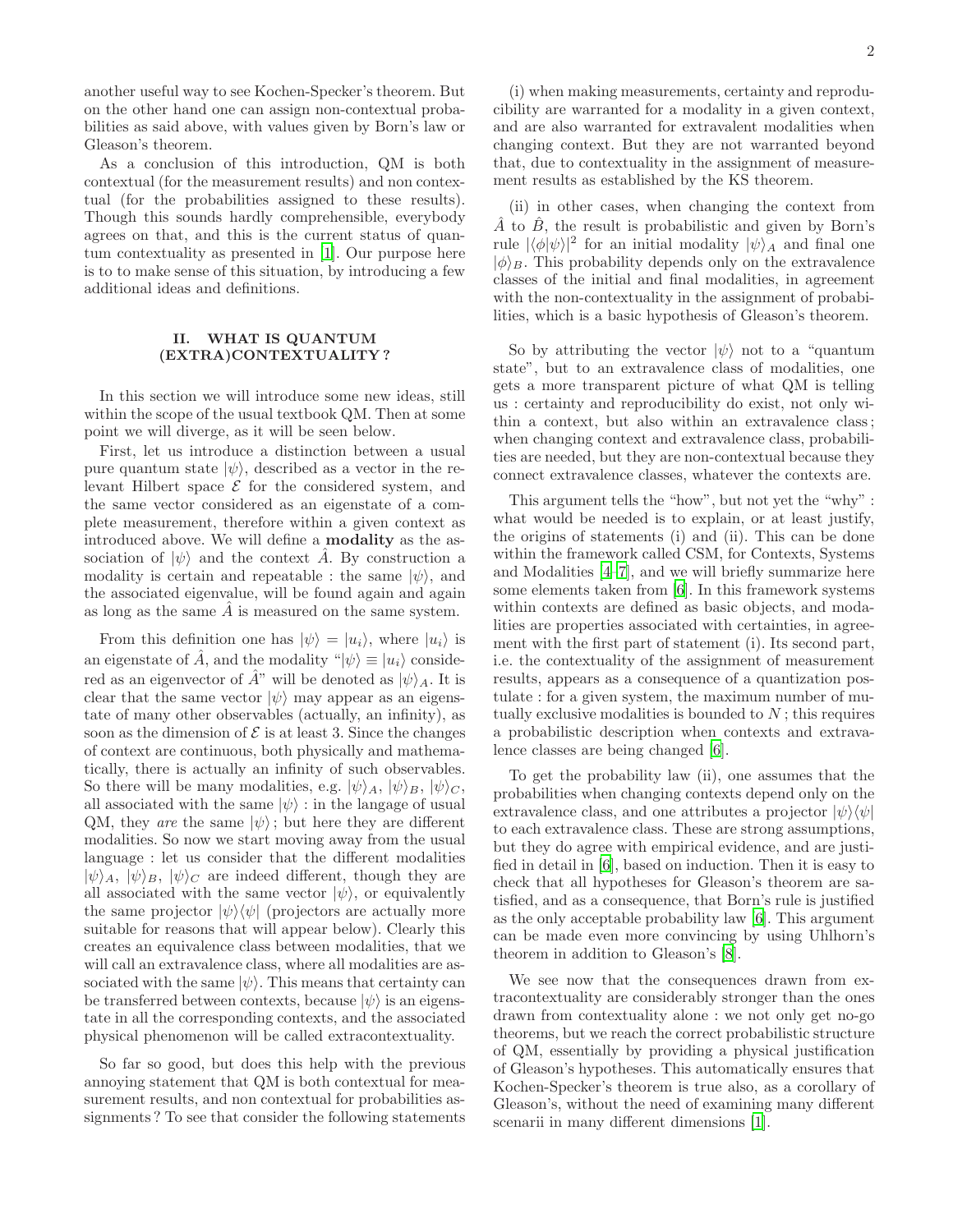another useful way to see Kochen-Specker's theorem. But on the other hand one can assign non-contextual probabilities as said above, with values given by Born's law or Gleason's theorem.

As a conclusion of this introduction, QM is both contextual (for the measurement results) and non contextual (for the probabilities assigned to these results). Though this sounds hardly comprehensible, everybody agrees on that, and this is the current status of quantum contextuality as presented in [1]. Our purpose here is to to make sense of this situation, by introducing a few additional ideas and definitions.

## II. WHAT IS QUANTUM (EXTRA)CONTEXTUALITY ?

In this section we will introduce some new ideas, still within the scope of the usual textbook QM. Then at some point we will diverge, as it will be seen below.

First, let us introduce a distinction between a usual pure quantum state $|\psi\rangle$, described as a vector in the relevant Hilbert space $\mathcal{E}$ for the considered system, and the same vector considered as an eigenstate of a complete measurement, therefore within a given context as introduced above. We will define a **modality** as the association of $|\psi\rangle$ and the context $\hat{A}$. By construction a modality is certain and repeatable : the same $|\psi\rangle$, and the associated eigenvalue, will be found again and again as long as the same $\hat{A}$ is measured on the same system.

From this definition one has $|\psi\rangle = |u_i\rangle$, where $|u_i\rangle$ is an eigenstate of $\hat{A}$, and the modality "$|\psi\rangle \equiv |u_i\rangle$ considered as an eigenvector of $\hat{A}$" will be denoted as $|\psi\rangle_A$. It is clear that the same vector $|\psi\rangle$ may appear as an eigenstate of many other observables (actually, an infinity), as soon as the dimension of $\mathcal{E}$ is at least 3. Since the changes of context are continuous, both physically and mathematically, there is actually an infinity of such observables. So there will be many modalities, e.g. $|\psi\rangle_A$, $|\psi\rangle_B$, $|\psi\rangle_C$, all associated with the same $|\psi\rangle$ : in the langage of usual QM, they *are* the same $|\psi\rangle$ ; but here they are different modalities. So now we start moving away from the usual language : let us consider that the different modalities $|\psi\rangle_A$, $|\psi\rangle_B$, $|\psi\rangle_C$ are indeed different, though they are all associated with the same vector $|\psi\rangle$, or equivalently the same projector $|\psi\rangle\langle\psi|$ (projectors are actually more suitable for reasons that will appear below). Clearly this creates an equivalence class between modalities, that we will call an extravalence class, where all modalities are associated with the same $|\psi\rangle$. This means that certainty can be transferred between contexts, because $|\psi\rangle$ is an eigenstate in all the corresponding contexts, and the associated physical phenomenon will be called extracontextuality.

So far so good, but does this help with the previous annoying statement that QM is both contextual for measurement results, and non contextual for probabilities assignments ? To see that consider the following statements

(i) when making measurements, certainty and reproducibility are warranted for a modality in a given context, and are also warranted for extravalent modalities when changing context. But they are not warranted beyond that, due to contextuality in the assignment of measurement results as established by the KS theorem.

(ii) in other cases, when changing the context from $\hat{A}$ to $\hat{B}$, the result is probabilistic and given by Born's rule $|\langle\phi|\psi\rangle|^2$ for an initial modality $|\psi\rangle_A$ and final one $|\phi\rangle_B$. This probability depends only on the extravalence classes of the initial and final modalities, in agreement with the non-contextuality in the assignment of probabilities, which is a basic hypothesis of Gleason's theorem.

So by attributing the vector $|\psi\rangle$ not to a "quantum state", but to an extravalence class of modalities, one gets a more transparent picture of what QM is telling us : certainty and reproducibility do exist, not only within a context, but also within an extravalence class ; when changing context and extravalence class, probabilities are needed, but they are non-contextual because they connect extravalence classes, whatever the contexts are.

This argument tells the "how", but not yet the "why" : what would be needed is to explain, or at least justify, the origins of statements (i) and (ii). This can be done within the framework called CSM, for Contexts, Systems and Modalities [4–7], and we will briefly summarize here some elements taken from [6]. In this framework systems within contexts are defined as basic objects, and modalities are properties associated with certainties, in agreement with the first part of statement (i). Its second part, i.e. the contextuality of the assignment of measurement results, appears as a consequence of a quantization postulate : for a given system, the maximum number of mutually exclusive modalities is bounded to $N$ ; this requires a probabilistic description when contexts and extravalence classes are being changed [6].

To get the probability law (ii), one assumes that the probabilities when changing contexts depend only on the extravalence class, and one attributes a projector $|\psi\rangle\langle\psi|$ to each extravalence class. These are strong assumptions, but they do agree with empirical evidence, and are justified in detail in [6], based on induction. Then it is easy to check that all hypotheses for Gleason's theorem are satisfied, and as a consequence, that Born's rule is justified as the only acceptable probability law [6]. This argument can be made even more convincing by using Uhlhorn's theorem in addition to Gleason's [8].

We see now that the consequences drawn from extracontextuality are considerably stronger than the ones drawn from contextuality alone : we not only get no-go theorems, but we reach the correct probabilistic structure of QM, essentially by providing a physical justification of Gleason's hypotheses. This automatically ensures that Kochen-Specker's theorem is true also, as a corollary of Gleason's, without the need of examining many different scenarii in many different dimensions [1].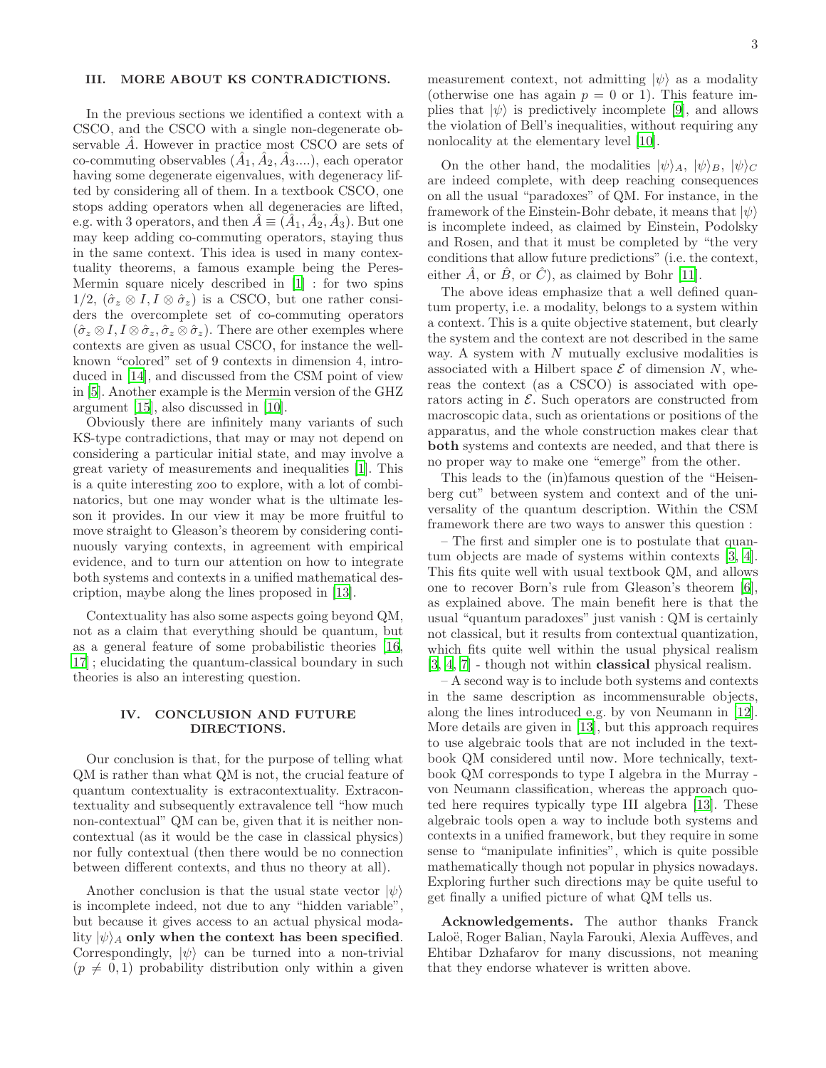## III. MORE ABOUT KS CONTRADICTIONS.

In the previous sections we identified a context with a CSCO, and the CSCO with a single non-degenerate observable $\hat{A}$. However in practice most CSCO are sets of co-commuting observables $(\hat{A}_1, \hat{A}_2, \hat{A}_3....)$, each operator having some degenerate eigenvalues, with degeneracy lifted by considering all of them. In a textbook CSCO, one stops adding operators when all degeneracies are lifted, e.g. with 3 operators, and then $\hat{A} \equiv (\hat{A}_1, \hat{A}_2, \hat{A}_3)$. But one may keep adding co-commuting operators, staying thus in the same context. This idea is used in many contextuality theorems, a famous example being the Peres-Mermin square nicely described in [1] : for two spins 1/2, $(\hat{\sigma}_z \otimes I, I \otimes \hat{\sigma}_z)$ is a CSCO, but one rather considers the overcomplete set of co-commuting operators $(\hat{\sigma}_z \otimes I, I \otimes \hat{\sigma}_z, \hat{\sigma}_z \otimes \hat{\sigma}_z)$. There are other exemples where contexts are given as usual CSCO, for instance the well-known "colored" set of 9 contexts in dimension 4, introduced in [14], and discussed from the CSM point of view in [5]. Another example is the Mermin version of the GHZ argument [15], also discussed in [10].

Obviously there are infinitely many variants of such KS-type contradictions, that may or may not depend on considering a particular initial state, and may involve a great variety of measurements and inequalities [1]. This is a quite interesting zoo to explore, with a lot of combinatorics, but one may wonder what is the ultimate lesson it provides. In our view it may be more fruitful to move straight to Gleason's theorem by considering continuously varying contexts, in agreement with empirical evidence, and to turn our attention on how to integrate both systems and contexts in a unified mathematical description, maybe along the lines proposed in [13].

Contextuality has also some aspects going beyond QM, not as a claim that everything should be quantum, but as a general feature of some probabilistic theories [16, 17] ; elucidating the quantum-classical boundary in such theories is also an interesting question.

## IV. CONCLUSION AND FUTURE DIRECTIONS.

Our conclusion is that, for the purpose of telling what QM is rather than what QM is not, the crucial feature of quantum contextuality is extracontextuality. Extracontextuality and subsequently extravalence tell "how much non-contextual" QM can be, given that it is neither non-contextual (as it would be the case in classical physics) nor fully contextual (then there would be no connection between different contexts, and thus no theory at all).

Another conclusion is that the usual state vector $|\psi\rangle$ is incomplete indeed, not due to any "hidden variable", but because it gives access to an actual physical modality $|\psi\rangle_A$ **only when the context has been specified**. Correspondingly, $|\psi\rangle$ can be turned into a non-trivial $(p \neq 0, 1)$ probability distribution only within a given measurement context, not admitting $|\psi\rangle$ as a modality (otherwise one has again $p = 0$ or 1). This feature implies that $|\psi\rangle$ is predictively incomplete [9], and allows the violation of Bell's inequalities, without requiring any nonlocality at the elementary level [10].

On the other hand, the modalities $|\psi\rangle_A$, $|\psi\rangle_B$, $|\psi\rangle_C$ are indeed complete, with deep reaching consequences on all the usual "paradoxes" of QM. For instance, in the framework of the Einstein-Bohr debate, it means that $|\psi\rangle$ is incomplete indeed, as claimed by Einstein, Podolsky and Rosen, and that it must be completed by "the very conditions that allow future predictions" (i.e. the context, either $\hat{A}$, or $\hat{B}$, or $\hat{C}$), as claimed by Bohr [11].

The above ideas emphasize that a well defined quantum property, i.e. a modality, belongs to a system within a context. This is a quite objective statement, but clearly the system and the context are not described in the same way. A system with $N$ mutually exclusive modalities is associated with a Hilbert space $\mathcal{E}$ of dimension $N$, whereas the context (as a CSCO) is associated with operators acting in $\mathcal{E}$. Such operators are constructed from macroscopic data, such as orientations or positions of the apparatus, and the whole construction makes clear that **both** systems and contexts are needed, and that there is no proper way to make one "emerge" from the other.

This leads to the (in)famous question of the "Heisenberg cut" between system and context and of the universality of the quantum description. Within the CSM framework there are two ways to answer this question :

– The first and simpler one is to postulate that quantum objects are made of systems within contexts [3, 4]. This fits quite well with usual textbook QM, and allows one to recover Born's rule from Gleason's theorem [6], as explained above. The main benefit here is that the usual "quantum paradoxes" just vanish : QM is certainly not classical, but it results from contextual quantization, which fits quite well within the usual physical realism [3, 4, 7] - though not within **classical** physical realism.

– A second way is to include both systems and contexts in the same description as incommensurable objects, along the lines introduced e.g. by von Neumann in [12]. More details are given in [13], but this approach requires to use algebraic tools that are not included in the textbook QM considered until now. More technically, textbook QM corresponds to type I algebra in the Murray - von Neumann classification, whereas the approach quoted here requires typically type III algebra [13]. These algebraic tools open a way to include both systems and contexts in a unified framework, but they require in some sense to "manipulate infinities", which is quite possible mathematically though not popular in physics nowadays. Exploring further such directions may be quite useful to get finally a unified picture of what QM tells us.

**Acknowledgements.** The author thanks Franck Laloë, Roger Balian, Nayla Farouki, Alexia Auffèves, and Ehtibar Dzhafarov for many discussions, not meaning that they endorse whatever is written above.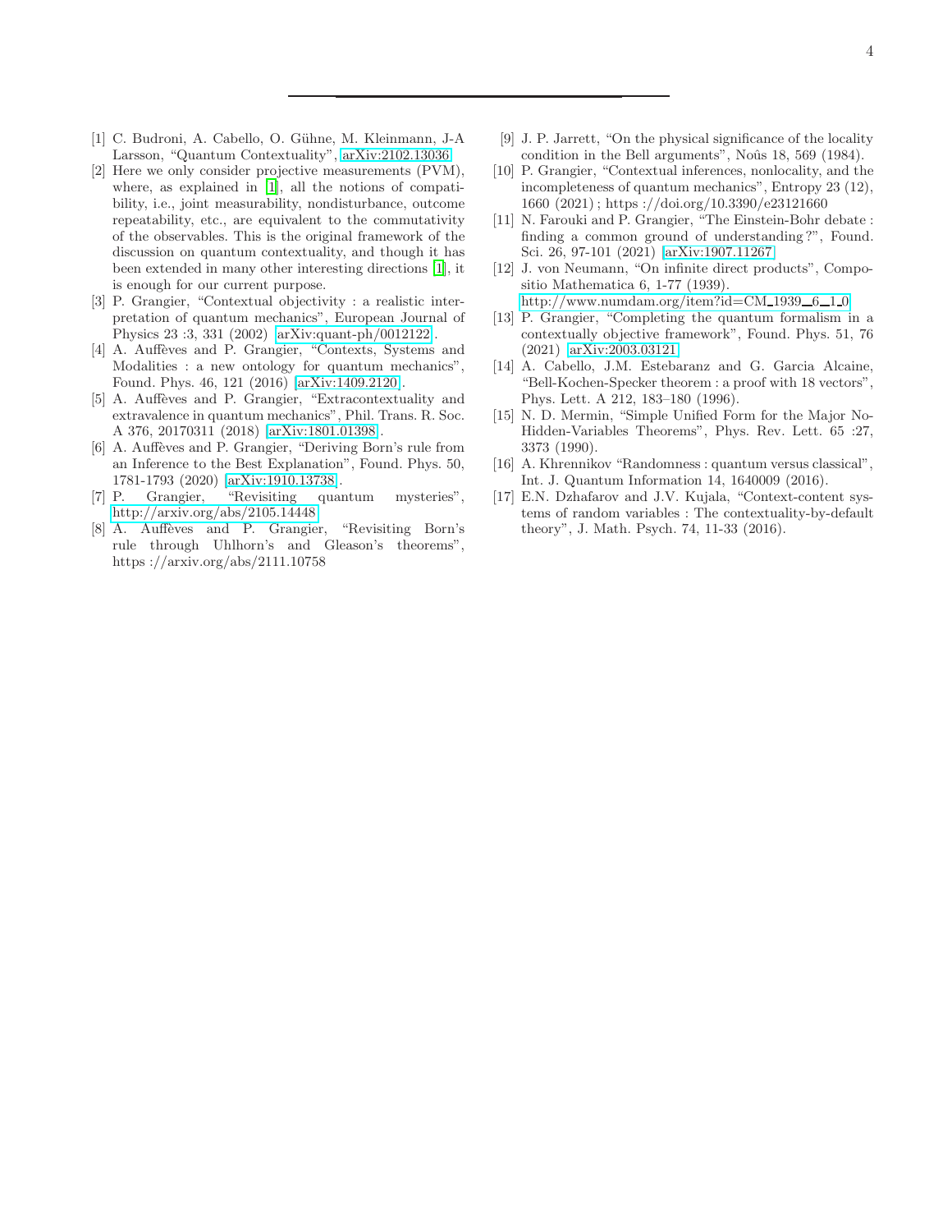---

[1] C. Budroni, A. Cabello, O. Gühne, M. Kleinmann, J-A Larsson, “Quantum Contextuality”, arXiv:2102.13036.

[2] Here we only consider projective measurements (PVM), where, as explained in [1], all the notions of compatibility, i.e., joint measurability, nondisturbance, outcome repeatability, etc., are equivalent to the commutativity of the observables. This is the original framework of the discussion on quantum contextuality, and though it has been extended in many other interesting directions [1], it is enough for our current purpose.

[3] P. Grangier, “Contextual objectivity : a realistic interpretation of quantum mechanics”, European Journal of Physics 23 :3, 331 (2002) [arXiv:quant-ph/0012122].

[4] A. Auffèves and P. Grangier, “Contexts, Systems and Modalities : a new ontology for quantum mechanics”, Found. Phys. 46, 121 (2016) [arXiv:1409.2120].

[5] A. Auffèves and P. Grangier, “Extracontextuality and extravalence in quantum mechanics”, Phil. Trans. R. Soc. A 376, 20170311 (2018) [arXiv:1801.01398].

[6] A. Auffèves and P. Grangier, “Deriving Born’s rule from an Inference to the Best Explanation”, Found. Phys. 50, 1781-1793 (2020) [arXiv:1910.13738].

[7] P. Grangier, “Revisiting quantum mysteries”, http://arxiv.org/abs/2105.14448

[8] A. Auffèves and P. Grangier, “Revisiting Born’s rule through Uhlhorn’s and Gleason’s theorems”, https ://arxiv.org/abs/2111.10758

[9] J. P. Jarrett, “On the physical significance of the locality condition in the Bell arguments”, Noûs 18, 569 (1984).

[10] P. Grangier, “Contextual inferences, nonlocality, and the incompleteness of quantum mechanics”, Entropy 23 (12), 1660 (2021) ; https ://doi.org/10.3390/e23121660

[11] N. Farouki and P. Grangier, “The Einstein-Bohr debate : finding a common ground of understanding ?”, Found. Sci. 26, 97-101 (2021) [arXiv:1907.11267]

[12] J. von Neumann, “On infinite direct products”, Compositio Mathematica 6, 1-77 (1939). http://www.numdam.org/item?id=CM_1939_6_1_0

[13] P. Grangier, “Completing the quantum formalism in a contextually objective framework”, Found. Phys. 51, 76 (2021) [arXiv:2003.03121]

[14] A. Cabello, J.M. Estebaranz and G. Garcia Alcaine, “Bell-Kochen-Specker theorem : a proof with 18 vectors”, Phys. Lett. A 212, 183–180 (1996).

[15] N. D. Mermin, “Simple Unified Form for the Major No-Hidden-Variables Theorems”, Phys. Rev. Lett. 65 :27, 3373 (1990).

[16] A. Khrennikov “Randomness : quantum versus classical”, Int. J. Quantum Information 14, 1640009 (2016).

[17] E.N. Dzhafarov and J.V. Kujala, “Context-content systems of random variables : The contextuality-by-default theory”, J. Math. Psych. 74, 11-33 (2016).